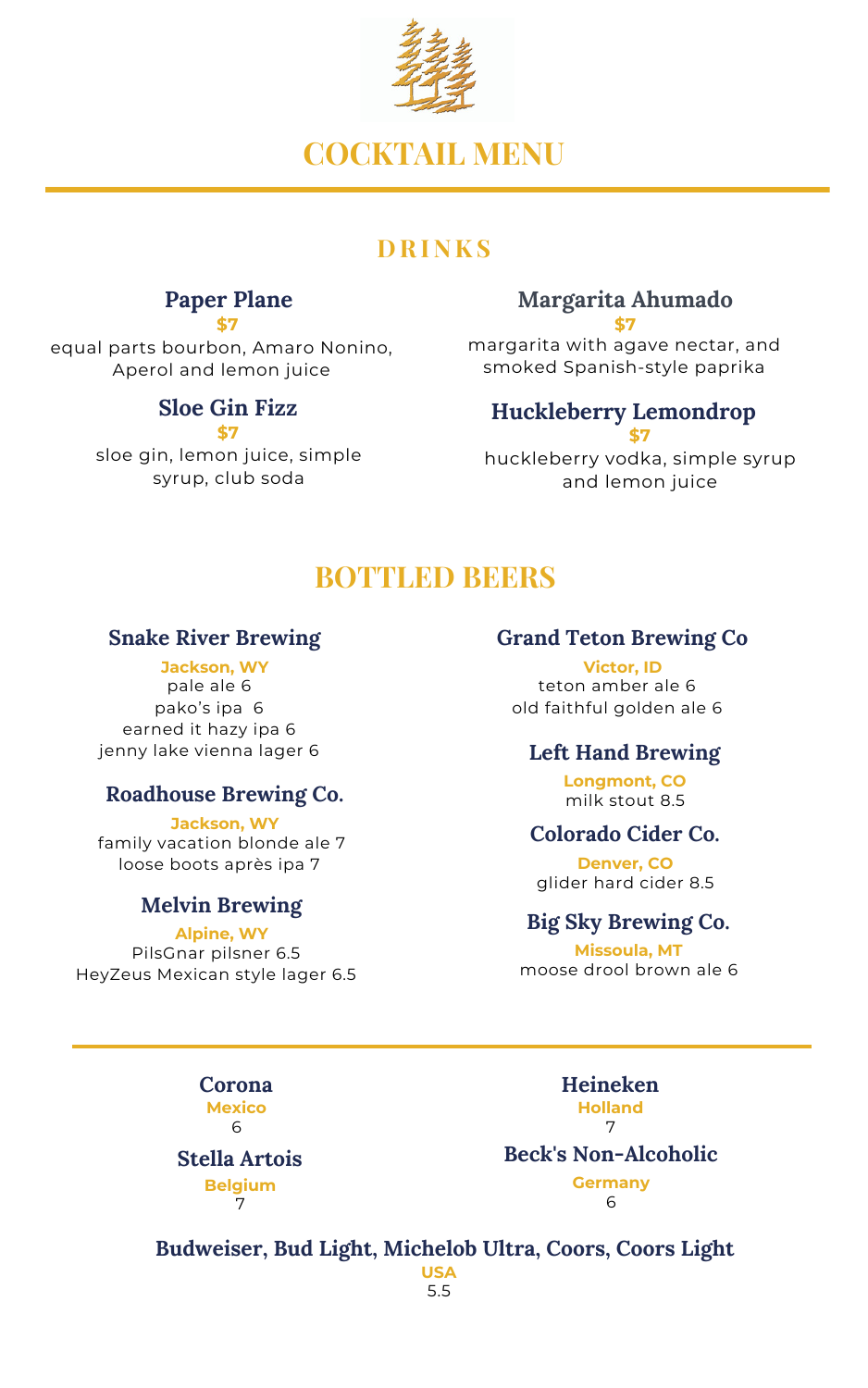# COCKTAIL MENU

## DRINKS

### Paper Plane
**$7**
equal parts bourbon, Amaro Nonino, Aperol and lemon juice

### Sloe Gin Fizz
**$7**
sloe gin, lemon juice, simple syrup, club soda

### Margarita Ahumado
**$7**
margarita with agave nectar, and smoked Spanish-style paprika

### Huckleberry Lemondrop
**$7**
huckleberry vodka, simple syrup and lemon juice

## BOTTLED BEERS

### Snake River Brewing
**Jackson, WY**
pale ale 6
pako's ipa 6
earned it hazy ipa 6
jenny lake vienna lager 6

### Roadhouse Brewing Co.
**Jackson, WY**
family vacation blonde ale 7
loose boots après ipa 7

### Melvin Brewing
**Alpine, WY**
PilsGnar pilsner 6.5
HeyZeus Mexican style lager 6.5

### Grand Teton Brewing Co
**Victor, ID**
teton amber ale 6
old faithful golden ale 6

### Left Hand Brewing
**Longmont, CO**
milk stout 8.5

### Colorado Cider Co.
**Denver, CO**
glider hard cider 8.5

### Big Sky Brewing Co.
**Missoula, MT**
moose drool brown ale 6

---

### Corona
**Mexico**
6

### Stella Artois
**Belgium**
7

### Heineken
**Holland**
7

### Beck's Non-Alcoholic
**Germany**
6

### Budweiser, Bud Light, Michelob Ultra, Coors, Coors Light
**USA**
5.5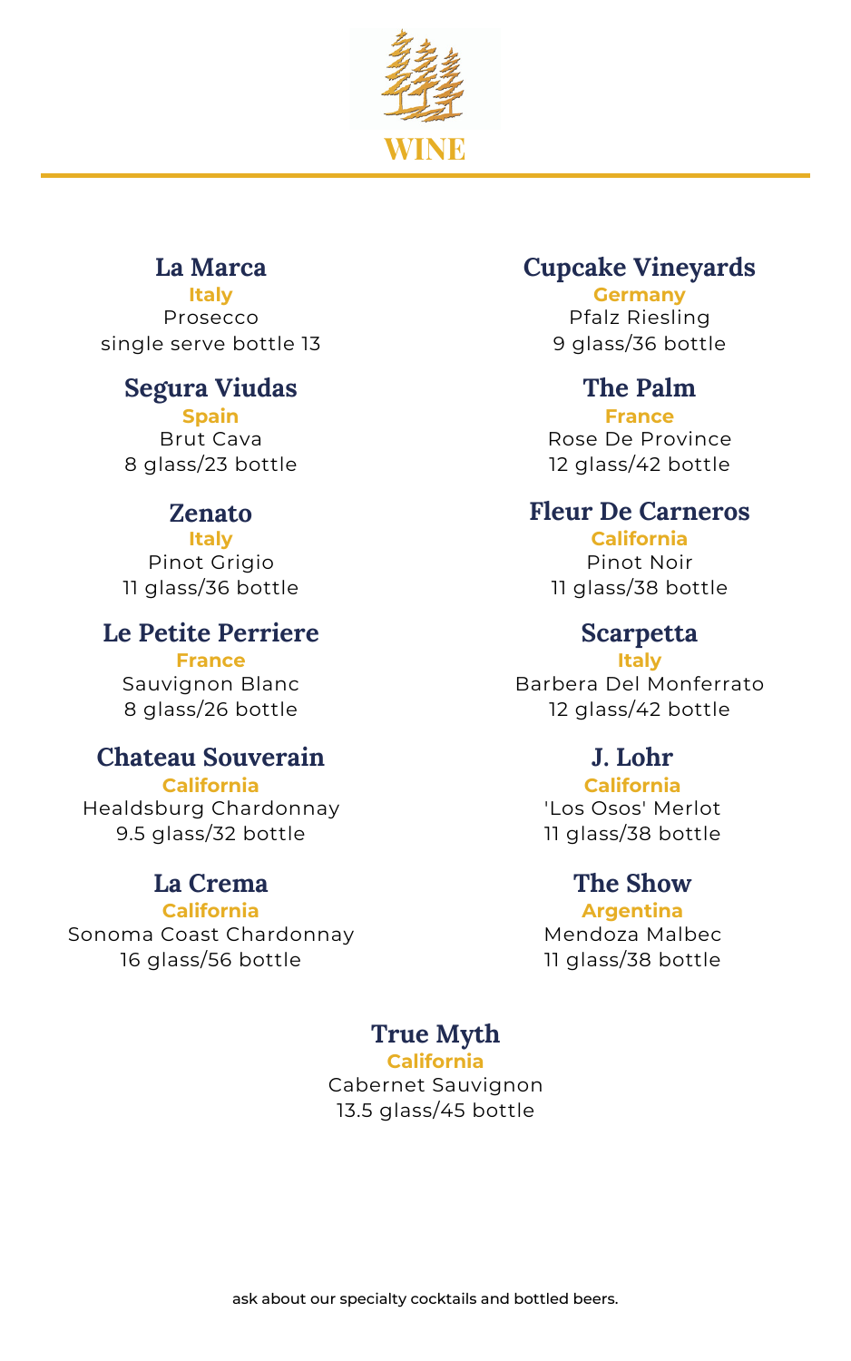# WINE

## La Marca
**Italy**
Prosecco
single serve bottle 13

## Segura Viudas
**Spain**
Brut Cava
8 glass/23 bottle

## Zenato
**Italy**
Pinot Grigio
11 glass/36 bottle

## Le Petite Perriere
**France**
Sauvignon Blanc
8 glass/26 bottle

## Chateau Souverain
**California**
Healdsburg Chardonnay
9.5 glass/32 bottle

## La Crema
**California**
Sonoma Coast Chardonnay
16 glass/56 bottle

## Cupcake Vineyards
**Germany**
Pfalz Riesling
9 glass/36 bottle

## The Palm
**France**
Rose De Province
12 glass/42 bottle

## Fleur De Carneros
**California**
Pinot Noir
11 glass/38 bottle

## Scarpetta
**Italy**
Barbera Del Monferrato
12 glass/42 bottle

## J. Lohr
**California**
'Los Osos' Merlot
11 glass/38 bottle

## The Show
**Argentina**
Mendoza Malbec
11 glass/38 bottle

## True Myth
**California**
Cabernet Sauvignon
13.5 glass/45 bottle

ask about our specialty cocktails and bottled beers.